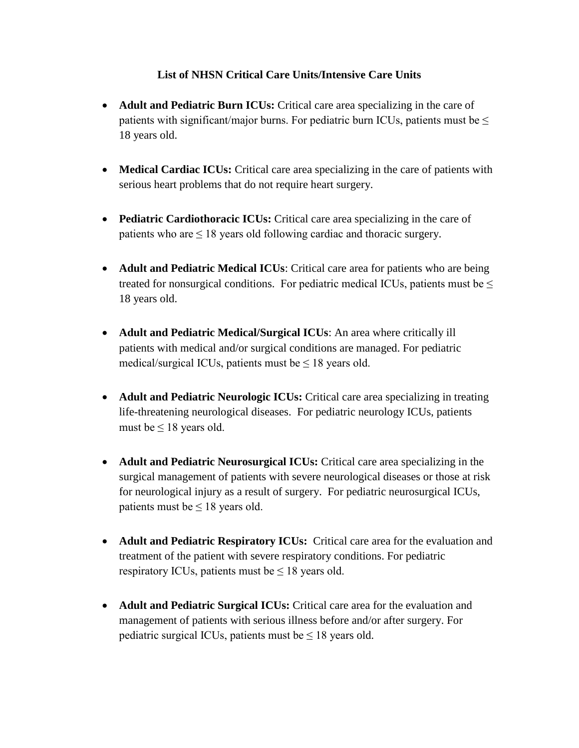# List of NHSN Critical Care Units/Intensive Care Units

- **Adult and Pediatric Burn ICUs:** Critical care area specializing in the care of patients with significant/major burns. For pediatric burn ICUs, patients must be ≤ 18 years old.

- **Medical Cardiac ICUs:** Critical care area specializing in the care of patients with serious heart problems that do not require heart surgery.

- **Pediatric Cardiothoracic ICUs:** Critical care area specializing in the care of patients who are ≤ 18 years old following cardiac and thoracic surgery.

- **Adult and Pediatric Medical ICUs**: Critical care area for patients who are being treated for nonsurgical conditions. For pediatric medical ICUs, patients must be ≤ 18 years old.

- **Adult and Pediatric Medical/Surgical ICUs**: An area where critically ill patients with medical and/or surgical conditions are managed. For pediatric medical/surgical ICUs, patients must be ≤ 18 years old.

- **Adult and Pediatric Neurologic ICUs:** Critical care area specializing in treating life-threatening neurological diseases. For pediatric neurology ICUs, patients must be ≤ 18 years old.

- **Adult and Pediatric Neurosurgical ICUs:** Critical care area specializing in the surgical management of patients with severe neurological diseases or those at risk for neurological injury as a result of surgery. For pediatric neurosurgical ICUs, patients must be ≤ 18 years old.

- **Adult and Pediatric Respiratory ICUs:** Critical care area for the evaluation and treatment of the patient with severe respiratory conditions. For pediatric respiratory ICUs, patients must be ≤ 18 years old.

- **Adult and Pediatric Surgical ICUs:** Critical care area for the evaluation and management of patients with serious illness before and/or after surgery. For pediatric surgical ICUs, patients must be ≤ 18 years old.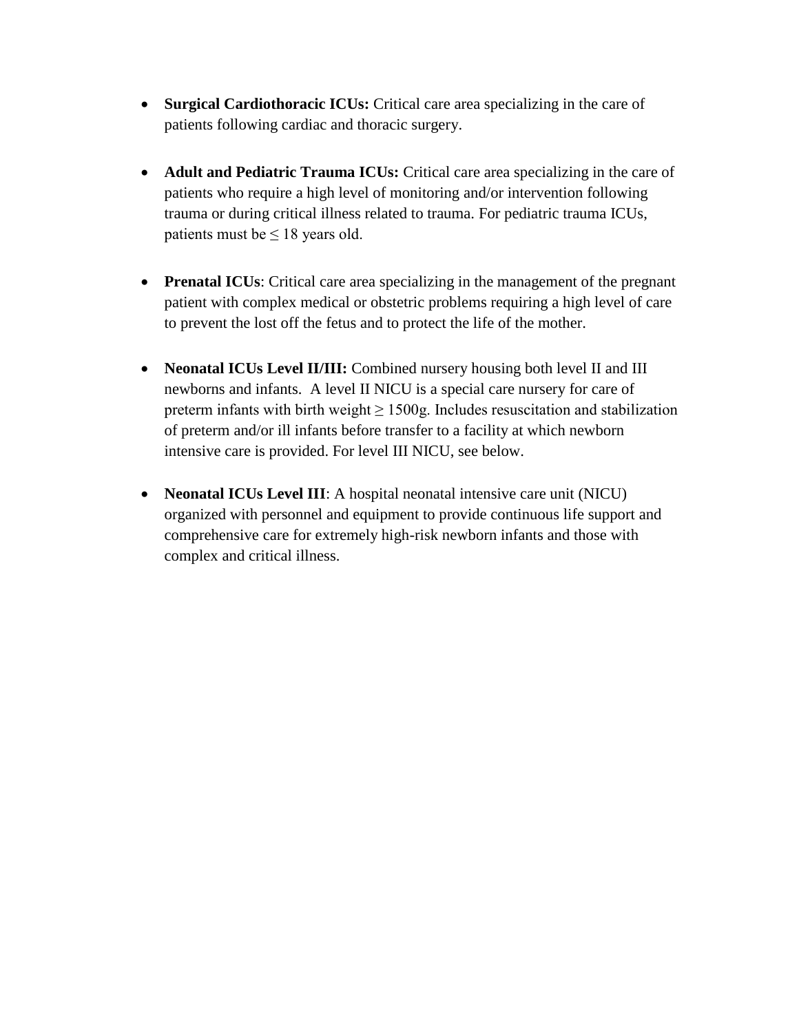- **Surgical Cardiothoracic ICUs:** Critical care area specializing in the care of patients following cardiac and thoracic surgery.

- **Adult and Pediatric Trauma ICUs:** Critical care area specializing in the care of patients who require a high level of monitoring and/or intervention following trauma or during critical illness related to trauma. For pediatric trauma ICUs, patients must be ≤ 18 years old.

- **Prenatal ICUs**: Critical care area specializing in the management of the pregnant patient with complex medical or obstetric problems requiring a high level of care to prevent the lost off the fetus and to protect the life of the mother.

- **Neonatal ICUs Level II/III:** Combined nursery housing both level II and III newborns and infants. A level II NICU is a special care nursery for care of preterm infants with birth weight ≥ 1500g. Includes resuscitation and stabilization of preterm and/or ill infants before transfer to a facility at which newborn intensive care is provided. For level III NICU, see below.

- **Neonatal ICUs Level III**: A hospital neonatal intensive care unit (NICU) organized with personnel and equipment to provide continuous life support and comprehensive care for extremely high-risk newborn infants and those with complex and critical illness.